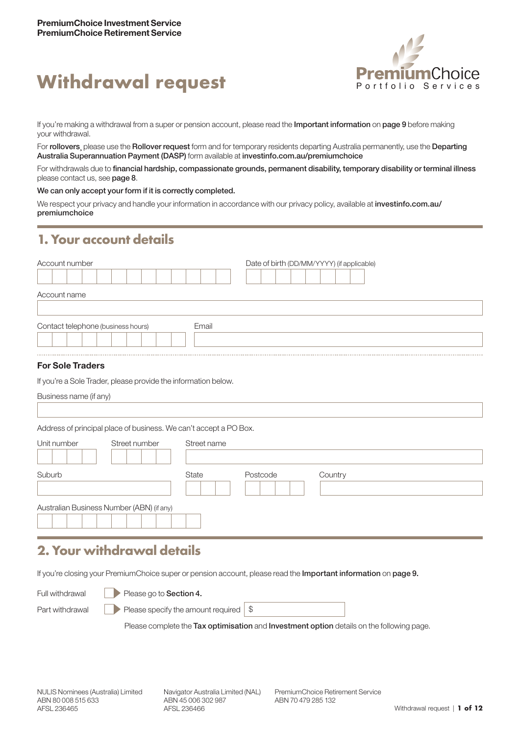**PremiumChoice Investment Service**
**PremiumChoice Retirement Service**

# Withdrawal request

If you're making a withdrawal from a super or pension account, please read the **Important information** on **page 9** before making your withdrawal.

For **rollovers**, please use the **Rollover request** form and for temporary residents departing Australia permanently, use the **Departing Australia Superannuation Payment (DASP)** form available at **investinfo.com.au/premiumchoice**

For withdrawals due to **financial hardship, compassionate grounds, permanent disability, temporary disability or terminal illness** please contact us, see **page 8**.

**We can only accept your form if it is correctly completed.**

We respect your privacy and handle your information in accordance with our privacy policy, available at **investinfo.com.au/premiumchoice**

## 1. Your account details

Account number

Date of birth (DD/MM/YYYY) (if applicable)

Account name

Contact telephone (business hours)

Email

### For Sole Traders

If you're a Sole Trader, please provide the information below.

Business name (if any)

Address of principal place of business. We can't accept a PO Box.

Unit number

Street number

Street name

Suburb

State

Postcode

Country

Australian Business Number (ABN) (if any)

## 2. Your withdrawal details

If you're closing your PremiumChoice super or pension account, please read the **Important information** on **page 9.**

Full withdrawal ☐ Please go to **Section 4.**

Part withdrawal ☐ Please specify the amount required $

Please complete the **Tax optimisation** and **Investment option** details on the following page.

NULIS Nominees (Australia) Limited
ABN 80 008 515 633
AFSL 236465

Navigator Australia Limited (NAL)
ABN 45 006 302 987
AFSL 236466

PremiumChoice Retirement Service
ABN 70 479 285 132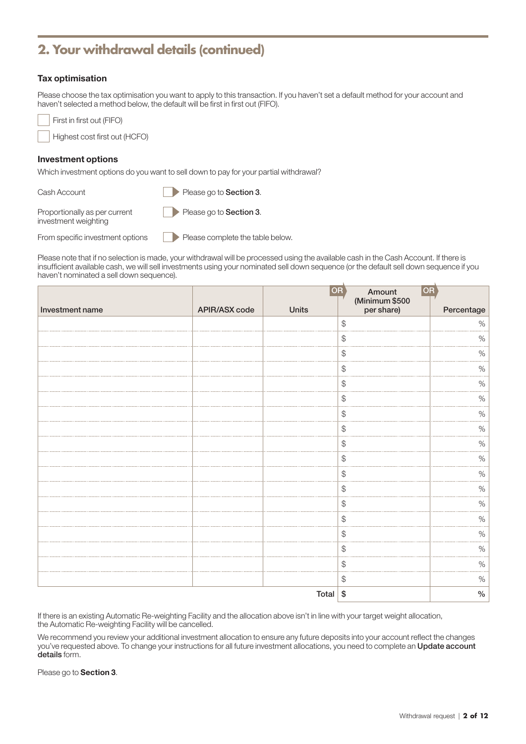## 2. Your withdrawal details (continued)

### Tax optimisation

Please choose the tax optimisation you want to apply to this transaction. If you haven't set a default method for your account and haven't selected a method below, the default will be first in first out (FIFO).

- [ ] First in first out (FIFO)
- [ ] Highest cost first out (HCFO)

### Investment options

Which investment options do you want to sell down to pay for your partial withdrawal?

| | | |
|---|---|---|
| Cash Account | [ ] | Please go to **Section 3**. |
| Proportionally as per current investment weighting | [ ] | Please go to **Section 3**. |
| From specific investment options | [ ] | Please complete the table below. |

Please note that if no selection is made, your withdrawal will be processed using the available cash in the Cash Account. If there is insufficient available cash, we will sell investments using your nominated sell down sequence (or the default sell down sequence if you haven't nominated a sell down sequence).

| Investment name | APIR/ASX code | Units | OR Amount (Minimum $500 per share) | OR Percentage |
|---|---|---|---|---|
| | | | $ | % |
| | | | $ | % |
| | | | $ | % |
| | | | $ | % |
| | | | $ | % |
| | | | $ | % |
| | | | $ | % |
| | | | $ | % |
| | | | $ | % |
| | | | $ | % |
| | | | $ | % |
| | | | $ | % |
| | | | $ | % |
| | | | $ | % |
| | | | $ | % |
| | | | $ | % |
| | | | $ | % |
| | | | $ | % |
| | | **Total** | **$** | **%** |

If there is an existing Automatic Re-weighting Facility and the allocation above isn't in line with your target weight allocation, the Automatic Re-weighting Facility will be cancelled.

We recommend you review your additional investment allocation to ensure any future deposits into your account reflect the changes you've requested above. To change your instructions for all future investment allocations, you need to complete an **Update account details** form.

Please go to **Section 3**.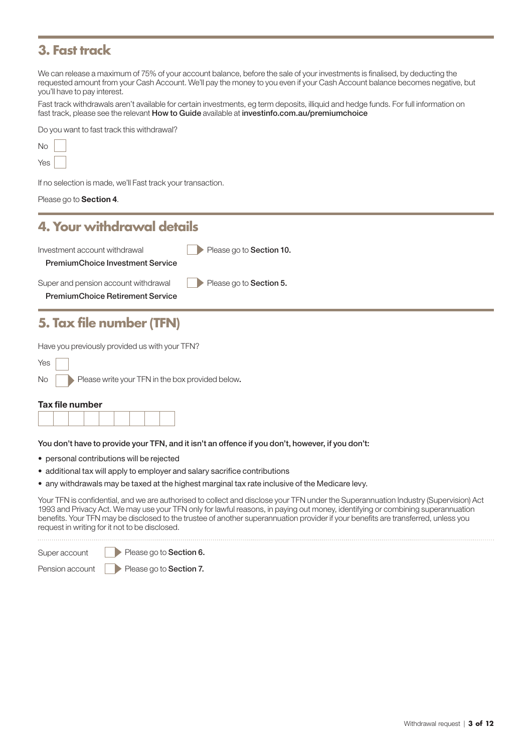## 3. Fast track

We can release a maximum of 75% of your account balance, before the sale of your investments is finalised, by deducting the requested amount from your Cash Account. We'll pay the money to you even if your Cash Account balance becomes negative, but you'll have to pay interest.

Fast track withdrawals aren't available for certain investments, eg term deposits, illiquid and hedge funds. For full information on fast track, please see the relevant **How to Guide** available at **investinfo.com.au/premiumchoice**

Do you want to fast track this withdrawal?

No ☐

Yes ☐

If no selection is made, we'll Fast track your transaction.

Please go to **Section 4**.

## 4. Your withdrawal details

Investment account withdrawal ☐ Please go to **Section 10.**

**PremiumChoice Investment Service**

Super and pension account withdrawal ☐ Please go to **Section 5.**

**PremiumChoice Retirement Service**

## 5. Tax file number (TFN)

Have you previously provided us with your TFN?

Yes ☐

No ☐ Please write your TFN in the box provided below.

**Tax file number**

| | | | | | | | | |
|---|---|---|---|---|---|---|---|---|
| | | | | | | | | |

**You don't have to provide your TFN, and it isn't an offence if you don't, however, if you don't:**

- personal contributions will be rejected
- additional tax will apply to employer and salary sacrifice contributions
- any withdrawals may be taxed at the highest marginal tax rate inclusive of the Medicare levy.

Your TFN is confidential, and we are authorised to collect and disclose your TFN under the Superannuation Industry (Supervision) Act 1993 and Privacy Act. We may use your TFN only for lawful reasons, in paying out money, identifying or combining superannuation benefits. Your TFN may be disclosed to the trustee of another superannuation provider if your benefits are transferred, unless you request in writing for it not to be disclosed.

Super account ☐ Please go to **Section 6.**

Pension account ☐ Please go to **Section 7.**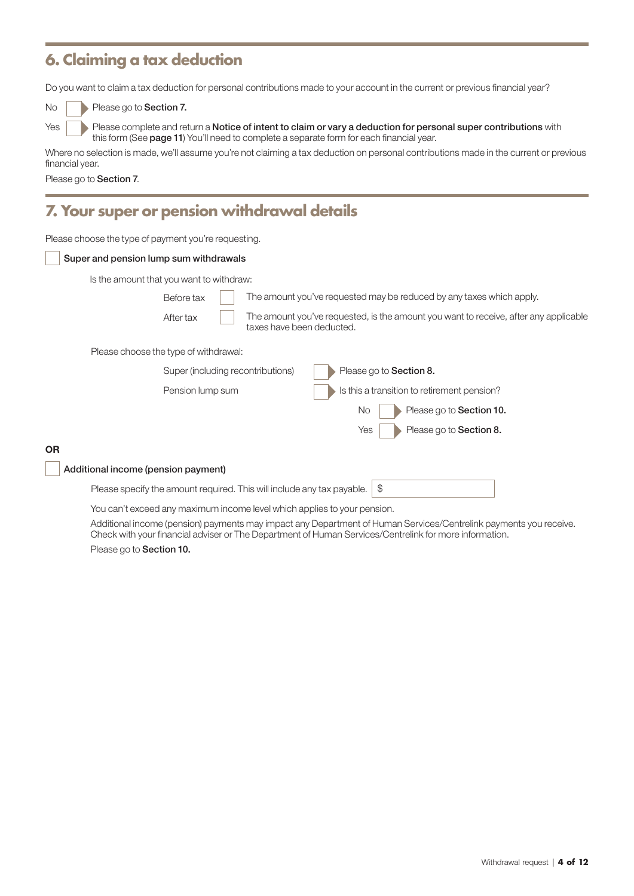## 6. Claiming a tax deduction

Do you want to claim a tax deduction for personal contributions made to your account in the current or previous financial year?

- No ☐ Please go to **Section 7.**
- Yes ☐ Please complete and return a **Notice of intent to claim or vary a deduction for personal super contributions** with this form (See **page 11**) You'll need to complete a separate form for each financial year.

Where no selection is made, we'll assume you're not claiming a tax deduction on personal contributions made in the current or previous financial year.

Please go to **Section 7**.

## 7. Your super or pension withdrawal details

Please choose the type of payment you're requesting.

☐ Super and pension lump sum withdrawals

Is the amount that you want to withdraw:

- Before tax ☐ The amount you've requested may be reduced by any taxes which apply.
- After tax ☐ The amount you've requested, is the amount you want to receive, after any applicable taxes have been deducted.

Please choose the type of withdrawal:

- Super (including recontributions) ☐ Please go to **Section 8.**
- Pension lump sum ☐ Is this a transition to retirement pension?
  - No ☐ Please go to **Section 10.**
  - Yes ☐ Please go to **Section 8.**

**OR**

☐ Additional income (pension payment)

Please specify the amount required. This will include any tax payable. $ ____________

You can't exceed any maximum income level which applies to your pension.

Additional income (pension) payments may impact any Department of Human Services/Centrelink payments you receive. Check with your financial adviser or The Department of Human Services/Centrelink for more information.

Please go to **Section 10.**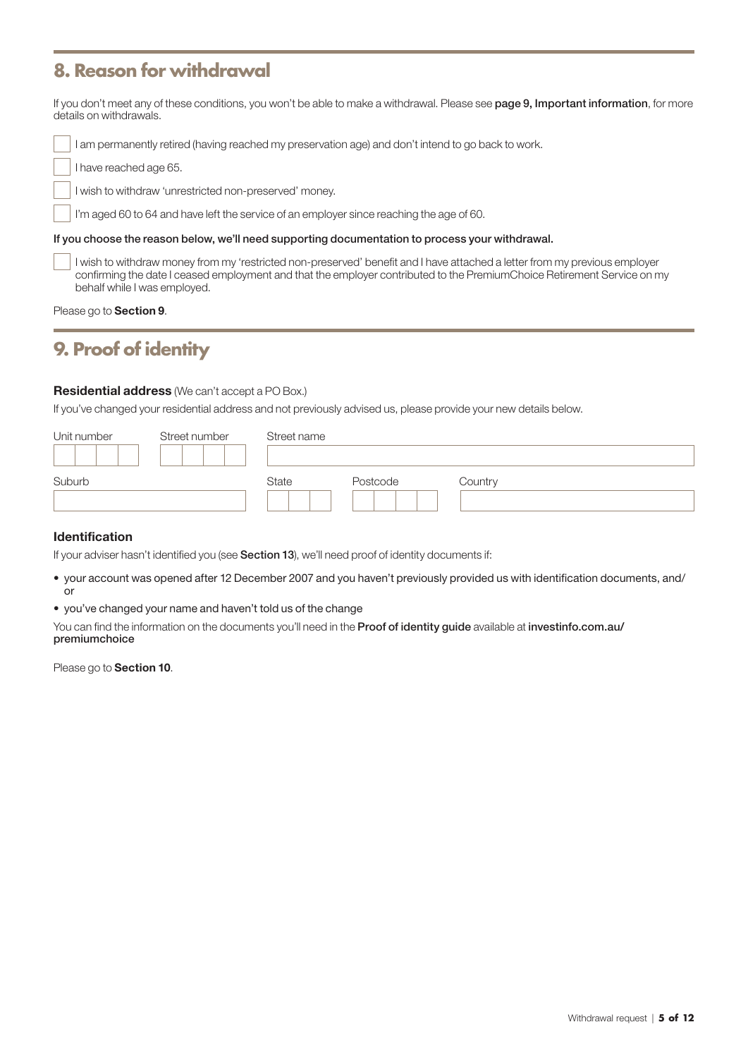## 8. Reason for withdrawal

If you don't meet any of these conditions, you won't be able to make a withdrawal. Please see **page 9, Important information**, for more details on withdrawals.

- ☐ I am permanently retired (having reached my preservation age) and don't intend to go back to work.
- ☐ I have reached age 65.
- ☐ I wish to withdraw 'unrestricted non-preserved' money.
- ☐ I'm aged 60 to 64 and have left the service of an employer since reaching the age of 60.

**If you choose the reason below, we'll need supporting documentation to process your withdrawal.**

- ☐ I wish to withdraw money from my 'restricted non-preserved' benefit and I have attached a letter from my previous employer confirming the date I ceased employment and that the employer contributed to the PremiumChoice Retirement Service on my behalf while I was employed.

Please go to **Section 9**.

## 9. Proof of identity

**Residential address** (We can't accept a PO Box.)

If you've changed your residential address and not previously advised us, please provide your new details below.

| Unit number | Street number | Street name |
|---|---|---|
| | | |

| Suburb | State | Postcode | Country |
|---|---|---|---|
| | | | |

### Identification

If your adviser hasn't identified you (see **Section 13**), we'll need proof of identity documents if:

- your account was opened after 12 December 2007 and you haven't previously provided us with identification documents, and/or
- you've changed your name and haven't told us of the change

You can find the information on the documents you'll need in the **Proof of identity guide** available at **investinfo.com.au/premiumchoice**

Please go to **Section 10**.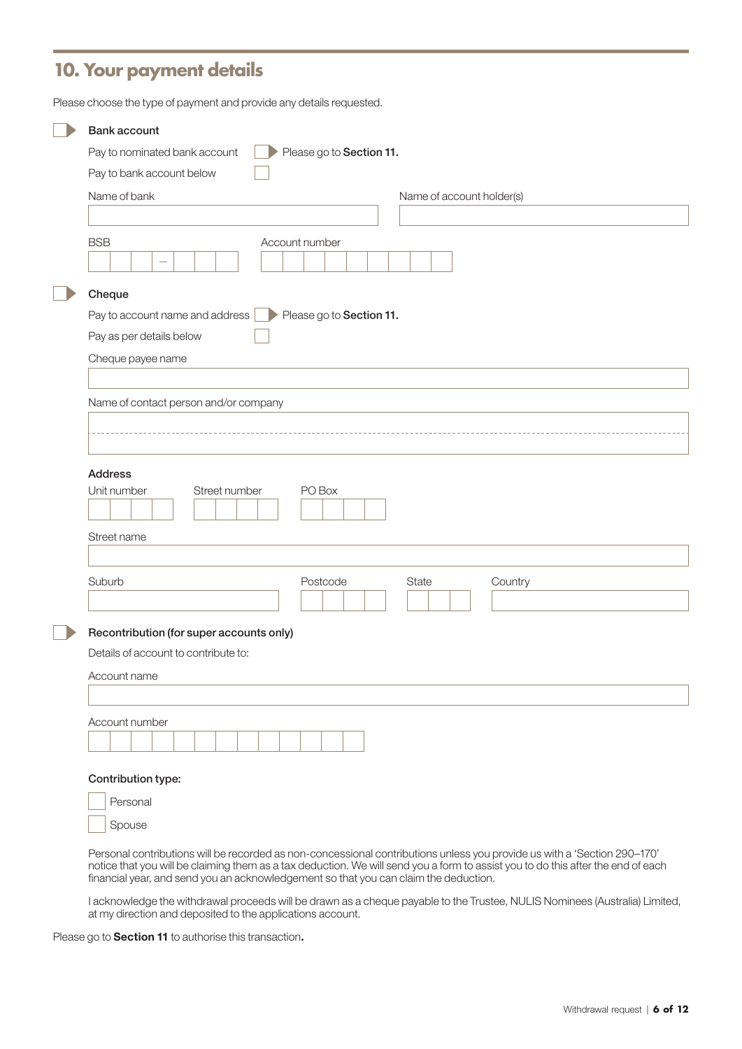## 10. Your payment details

Please choose the type of payment and provide any details requested.

☐ **Bank account**

Pay to nominated bank account ☐ ▶ Please go to **Section 11.**

Pay to bank account below ☐

Name of bank

Name of account holder(s)

BSB

Account number

☐ **Cheque**

Pay to account name and address ☐ ▶ Please go to **Section 11.**

Pay as per details below ☐

Cheque payee name

Name of contact person and/or company

**Address**

Unit number

Street number

PO Box

Street name

Suburb

Postcode

State

Country

☐ **Recontribution (for super accounts only)**

Details of account to contribute to:

Account name

Account number

**Contribution type:**

☐ Personal

☐ Spouse

Personal contributions will be recorded as non-concessional contributions unless you provide us with a 'Section 290–170' notice that you will be claiming them as a tax deduction. We will send you a form to assist you to do this after the end of each financial year, and send you an acknowledgement so that you can claim the deduction.

I acknowledge the withdrawal proceeds will be drawn as a cheque payable to the Trustee, NULIS Nominees (Australia) Limited, at my direction and deposited to the applications account.

Please go to **Section 11** to authorise this transaction**.**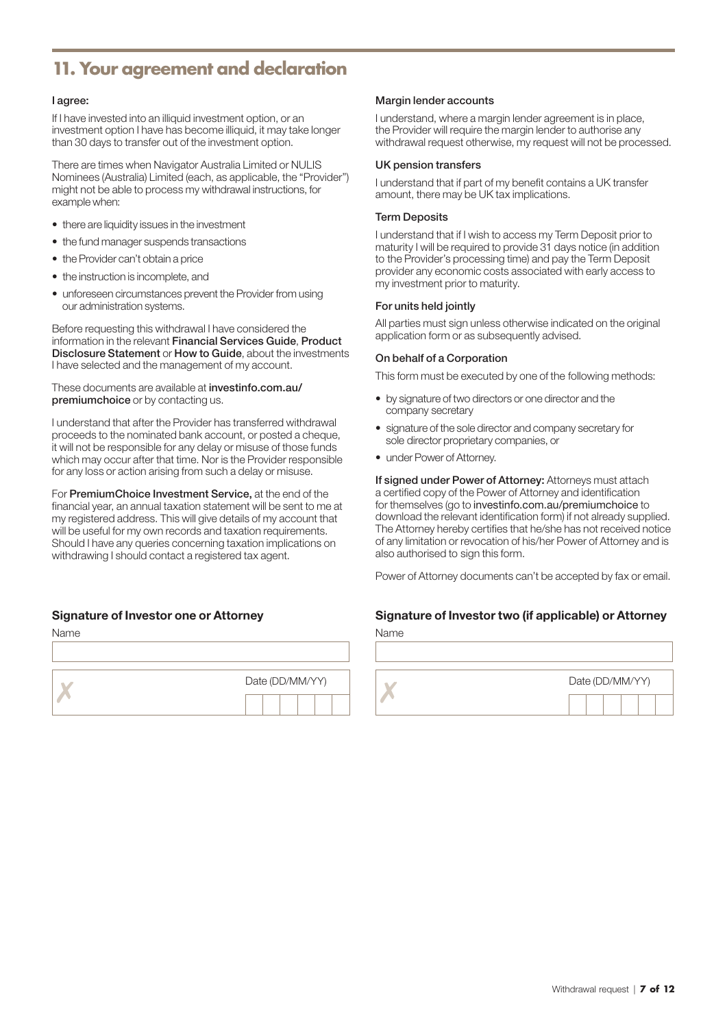## 11. Your agreement and declaration

**I agree:**

If I have invested into an illiquid investment option, or an investment option I have has become illiquid, it may take longer than 30 days to transfer out of the investment option.

There are times when Navigator Australia Limited or NULIS Nominees (Australia) Limited (each, as applicable, the "Provider") might not be able to process my withdrawal instructions, for example when:

- there are liquidity issues in the investment
- the fund manager suspends transactions
- the Provider can't obtain a price
- the instruction is incomplete, and
- unforeseen circumstances prevent the Provider from using our administration systems.

Before requesting this withdrawal I have considered the information in the relevant **Financial Services Guide**, **Product Disclosure Statement** or **How to Guide**, about the investments I have selected and the management of my account.

These documents are available at **investinfo.com.au/premiumchoice** or by contacting us.

I understand that after the Provider has transferred withdrawal proceeds to the nominated bank account, or posted a cheque, it will not be responsible for any delay or misuse of those funds which may occur after that time. Nor is the Provider responsible for any loss or action arising from such a delay or misuse.

For **PremiumChoice Investment Service,** at the end of the financial year, an annual taxation statement will be sent to me at my registered address. This will give details of my account that will be useful for my own records and taxation requirements. Should I have any queries concerning taxation implications on withdrawing I should contact a registered tax agent.

**Margin lender accounts**

I understand, where a margin lender agreement is in place, the Provider will require the margin lender to authorise any withdrawal request otherwise, my request will not be processed.

**UK pension transfers**

I understand that if part of my benefit contains a UK transfer amount, there may be UK tax implications.

**Term Deposits**

I understand that if I wish to access my Term Deposit prior to maturity I will be required to provide 31 days notice (in addition to the Provider's processing time) and pay the Term Deposit provider any economic costs associated with early access to my investment prior to maturity.

**For units held jointly**

All parties must sign unless otherwise indicated on the original application form or as subsequently advised.

**On behalf of a Corporation**

This form must be executed by one of the following methods:

- by signature of two directors or one director and the company secretary
- signature of the sole director and company secretary for sole director proprietary companies, or
- under Power of Attorney.

**If signed under Power of Attorney:** Attorneys must attach a certified copy of the Power of Attorney and identification for themselves (go to investinfo.com.au/premiumchoice to download the relevant identification form) if not already supplied. The Attorney hereby certifies that he/she has not received notice of any limitation or revocation of his/her Power of Attorney and is also authorised to sign this form.

Power of Attorney documents can't be accepted by fax or email.

### Signature of Investor one or Attorney

Name

✗ Date (DD/MM/YY)

### Signature of Investor two (if applicable) or Attorney

Name

✗ Date (DD/MM/YY)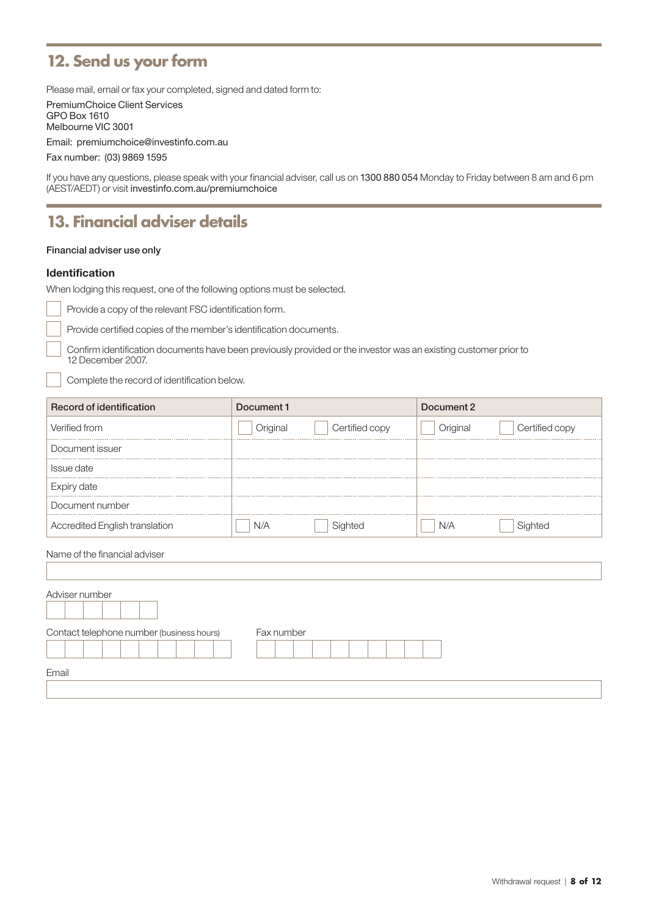## 12. Send us your form

Please mail, email or fax your completed, signed and dated form to:

PremiumChoice Client Services
GPO Box 1610
Melbourne VIC 3001

Email: premiumchoice@investinfo.com.au

Fax number: (03) 9869 1595

If you have any questions, please speak with your financial adviser, call us on 1300 880 054 Monday to Friday between 8 am and 6 pm (AEST/AEDT) or visit investinfo.com.au/premiumchoice

## 13. Financial adviser details

Financial adviser use only

### Identification

When lodging this request, one of the following options must be selected.

- ☐ Provide a copy of the relevant FSC identification form.
- ☐ Provide certified copies of the member's identification documents.
- ☐ Confirm identification documents have been previously provided or the investor was an existing customer prior to 12 December 2007.
- ☐ Complete the record of identification below.

| Record of identification | Document 1 | Document 2 |
|---|---|---|
| Verified from | ☐ Original ☐ Certified copy | ☐ Original ☐ Certified copy |
| Document issuer | | |
| Issue date | | |
| Expiry date | | |
| Document number | | |
| Accredited English translation | ☐ N/A ☐ Sighted | ☐ N/A ☐ Sighted |

Name of the financial adviser

Adviser number

Contact telephone number (business hours)

Fax number

Email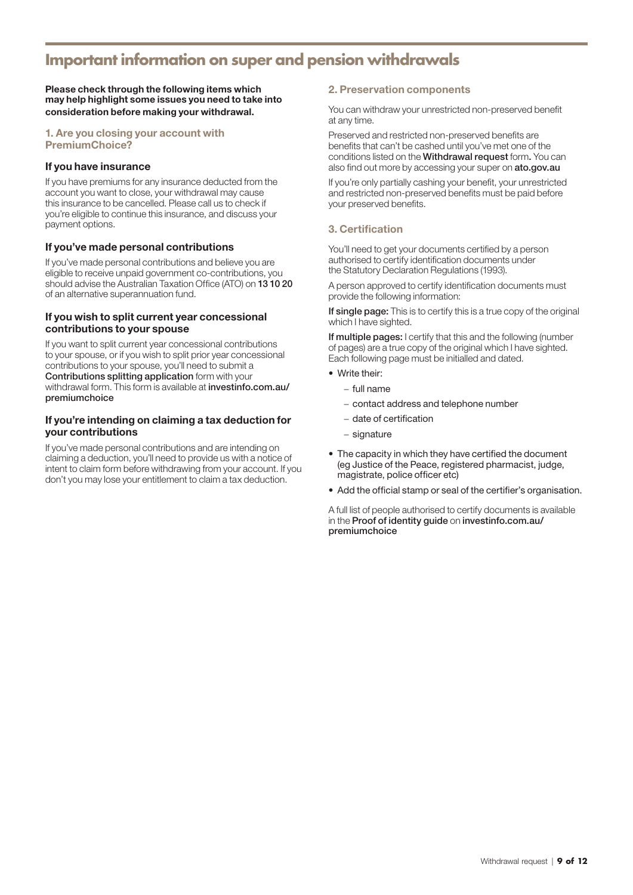# Important information on super and pension withdrawals

**Please check through the following items which may help highlight some issues you need to take into consideration before making your withdrawal.**

## 1. Are you closing your account with PremiumChoice?

### If you have insurance

If you have premiums for any insurance deducted from the account you want to close, your withdrawal may cause this insurance to be cancelled. Please call us to check if you're eligible to continue this insurance, and discuss your payment options.

### If you've made personal contributions

If you've made personal contributions and believe you are eligible to receive unpaid government co-contributions, you should advise the Australian Taxation Office (ATO) on **13 10 20** of an alternative superannuation fund.

### If you wish to split current year concessional contributions to your spouse

If you want to split current year concessional contributions to your spouse, or if you wish to split prior year concessional contributions to your spouse, you'll need to submit a **Contributions splitting application** form with your withdrawal form. This form is available at **investinfo.com.au/premiumchoice**

### If you're intending on claiming a tax deduction for your contributions

If you've made personal contributions and are intending on claiming a deduction, you'll need to provide us with a notice of intent to claim form before withdrawing from your account. If you don't you may lose your entitlement to claim a tax deduction.

## 2. Preservation components

You can withdraw your unrestricted non-preserved benefit at any time.

Preserved and restricted non-preserved benefits are benefits that can't be cashed until you've met one of the conditions listed on the **Withdrawal request** form. You can also find out more by accessing your super on **ato.gov.au**

If you're only partially cashing your benefit, your unrestricted and restricted non-preserved benefits must be paid before your preserved benefits.

## 3. Certification

You'll need to get your documents certified by a person authorised to certify identification documents under the Statutory Declaration Regulations (1993).

A person approved to certify identification documents must provide the following information:

**If single page:** This is to certify this is a true copy of the original which I have sighted.

**If multiple pages:** I certify that this and the following (number of pages) are a true copy of the original which I have sighted. Each following page must be initialled and dated.

- Write their:
  - full name
  - contact address and telephone number
  - date of certification
  - signature
- The capacity in which they have certified the document (eg Justice of the Peace, registered pharmacist, judge, magistrate, police officer etc)
- Add the official stamp or seal of the certifier's organisation.

A full list of people authorised to certify documents is available in the **Proof of identity guide** on **investinfo.com.au/premiumchoice**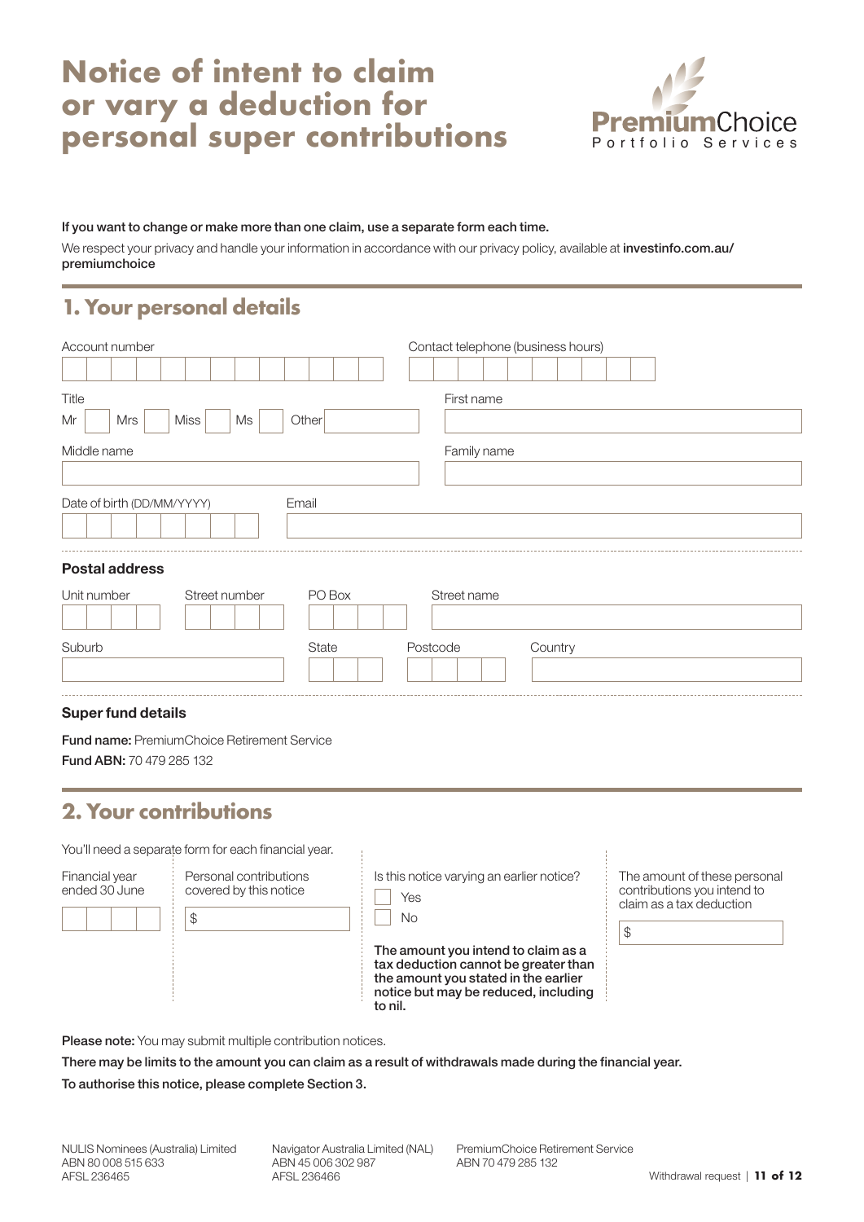# Notice of intent to claim or vary a deduction for personal super contributions

PremiumChoice Portfolio Services

**If you want to change or make more than one claim, use a separate form each time.**

We respect your privacy and handle your information in accordance with our privacy policy, available at **investinfo.com.au/premiumchoice**

## 1. Your personal details

Account number

Contact telephone (business hours)

Title

Mr ☐ Mrs ☐ Miss ☐ Ms ☐ Other

First name

Middle name

Family name

Date of birth (DD/MM/YYYY)

Email

### Postal address

Unit number

Street number

PO Box

Street name

Suburb

State

Postcode

Country

### Super fund details

**Fund name:** PremiumChoice Retirement Service

**Fund ABN:** 70 479 285 132

## 2. Your contributions

You'll need a separate form for each financial year.

Financial year ended 30 June

Personal contributions covered by this notice

$

Is this notice varying an earlier notice?

☐ Yes

☐ No

**The amount you intend to claim as a tax deduction cannot be greater than the amount you stated in the earlier notice but may be reduced, including to nil.**

The amount of these personal contributions you intend to claim as a tax deduction

$

**Please note:** You may submit multiple contribution notices.

**There may be limits to the amount you can claim as a result of withdrawals made during the financial year.**

**To authorise this notice, please complete Section 3.**

NULIS Nominees (Australia) Limited
ABN 80 008 515 633
AFSL 236465

Navigator Australia Limited (NAL)
ABN 45 006 302 987
AFSL 236466

PremiumChoice Retirement Service
ABN 70 479 285 132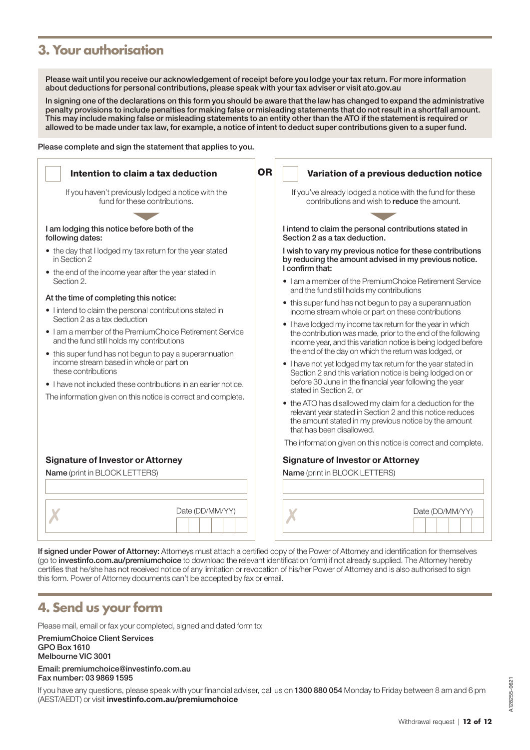## 3. Your authorisation

**Please wait until you receive our acknowledgement of receipt before you lodge your tax return. For more information about deductions for personal contributions, please speak with your tax adviser or visit ato.gov.au**

**In signing one of the declarations on this form you should be aware that the law has changed to expand the administrative penalty provisions to include penalties for making false or misleading statements that do not result in a shortfall amount. This may include making false or misleading statements to an entity other than the ATO if the statement is required or allowed to be made under tax law, for example, a notice of intent to deduct super contributions given to a super fund.**

Please complete and sign the statement that applies to you.

### ☐ Intention to claim a tax deduction

If you haven't previously lodged a notice with the fund for these contributions.

**I am lodging this notice before both of the following dates:**

- the day that I lodged my tax return for the year stated in Section 2
- the end of the income year after the year stated in Section 2.

**At the time of completing this notice:**

- I intend to claim the personal contributions stated in Section 2 as a tax deduction
- I am a member of the PremiumChoice Retirement Service and the fund still holds my contributions
- this super fund has not begun to pay a superannuation income stream based in whole or part on these contributions
- I have not included these contributions in an earlier notice.

The information given on this notice is correct and complete.

**Signature of Investor or Attorney**

**Name** (print in BLOCK LETTERS)

✗ Date (DD/MM/YY)

**OR**

### ☐ Variation of a previous deduction notice

If you've already lodged a notice with the fund for these contributions and wish to **reduce** the amount.

**I intend to claim the personal contributions stated in Section 2 as a tax deduction.**

**I wish to vary my previous notice for these contributions by reducing the amount advised in my previous notice. I confirm that:**

- I am a member of the PremiumChoice Retirement Service and the fund still holds my contributions
- this super fund has not begun to pay a superannuation income stream whole or part on these contributions
- I have lodged my income tax return for the year in which the contribution was made, prior to the end of the following income year, and this variation notice is being lodged before the end of the day on which the return was lodged, or
- I have not yet lodged my tax return for the year stated in Section 2 and this variation notice is being lodged on or before 30 June in the financial year following the year stated in Section 2, or
- the ATO has disallowed my claim for a deduction for the relevant year stated in Section 2 and this notice reduces the amount stated in my previous notice by the amount that has been disallowed.

The information given on this notice is correct and complete.

**Signature of Investor or Attorney**

**Name** (print in BLOCK LETTERS)

✗ Date (DD/MM/YY)

**If signed under Power of Attorney:** Attorneys must attach a certified copy of the Power of Attorney and identification for themselves (go to **investinfo.com.au/premiumchoice** to download the relevant identification form) if not already supplied. The Attorney hereby certifies that he/she has not received notice of any limitation or revocation of his/her Power of Attorney and is also authorised to sign this form. Power of Attorney documents can't be accepted by fax or email.

## 4. Send us your form

Please mail, email or fax your completed, signed and dated form to:

**PremiumChoice Client Services**
**GPO Box 1610**
**Melbourne VIC 3001**

**Email: premiumchoice@investinfo.com.au**
**Fax number: 03 9869 1595**

If you have any questions, please speak with your financial adviser, call us on **1300 880 054** Monday to Friday between 8 am and 6 pm (AEST/AEDT) or visit **investinfo.com.au/premiumchoice**

A128255-0621